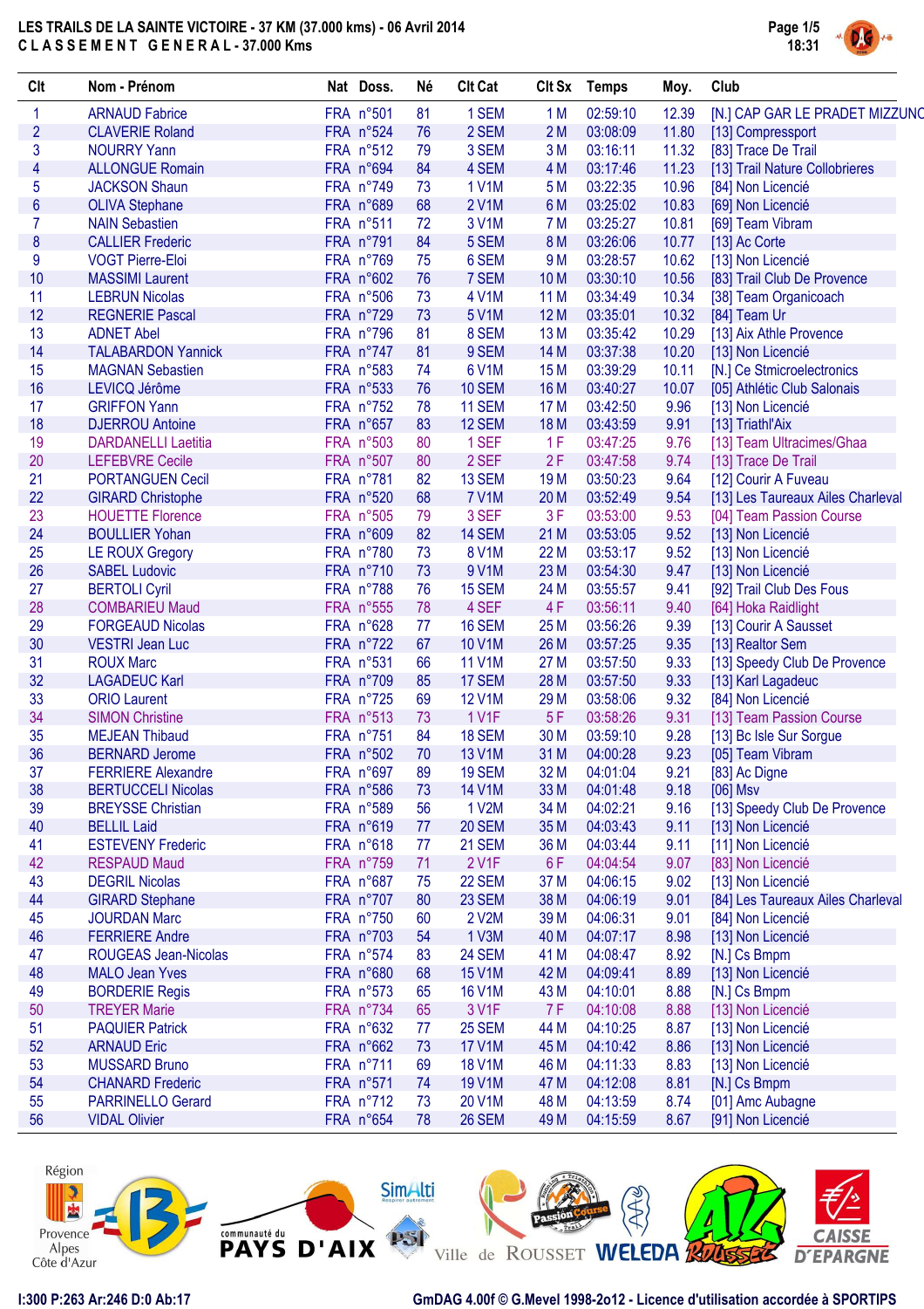# LES TRAILS DE LA SAINTE VICTOIRE - 37 KM (37.000 kms) - 06 Avril 2014

## C L A S S E M E N T   G E N E R A L - 37.000 Kms

| Clt | Nom - Prénom | Nat | Doss. | Né | Clt Cat | Clt Sx | Temps | Moy. | Club |
|---|---|---|---|---|---|---|---|---|---|
| 1 | ARNAUD Fabrice | FRA | n°501 | 81 | 1 SEM | 1 M | 02:59:10 | 12.39 | [N.] CAP GAR LE PRADET MIZZUNO |
| 2 | CLAVERIE Roland | FRA | n°524 | 76 | 2 SEM | 2 M | 03:08:09 | 11.80 | [13] Compressport |
| 3 | NOURRY Yann | FRA | n°512 | 79 | 3 SEM | 3 M | 03:16:11 | 11.32 | [83] Trace De Trail |
| 4 | ALLONGUE Romain | FRA | n°694 | 84 | 4 SEM | 4 M | 03:17:46 | 11.23 | [13] Trail Nature Collobrieres |
| 5 | JACKSON Shaun | FRA | n°749 | 73 | 1 V1M | 5 M | 03:22:35 | 10.96 | [84] Non Licencié |
| 6 | OLIVA Stephane | FRA | n°689 | 68 | 2 V1M | 6 M | 03:25:02 | 10.83 | [69] Non Licencié |
| 7 | NAIN Sebastien | FRA | n°511 | 72 | 3 V1M | 7 M | 03:25:27 | 10.81 | [69] Team Vibram |
| 8 | CALLIER Frederic | FRA | n°791 | 84 | 5 SEM | 8 M | 03:26:06 | 10.77 | [13] Ac Corte |
| 9 | VOGT Pierre-Eloi | FRA | n°769 | 75 | 6 SEM | 9 M | 03:28:57 | 10.62 | [13] Non Licencié |
| 10 | MASSIMI Laurent | FRA | n°602 | 76 | 7 SEM | 10 M | 03:30:10 | 10.56 | [83] Trail Club De Provence |
| 11 | LEBRUN Nicolas | FRA | n°506 | 73 | 4 V1M | 11 M | 03:34:49 | 10.34 | [38] Team Organicoach |
| 12 | REGNERIE Pascal | FRA | n°729 | 73 | 5 V1M | 12 M | 03:35:01 | 10.32 | [84] Team Ur |
| 13 | ADNET Abel | FRA | n°796 | 81 | 8 SEM | 13 M | 03:35:42 | 10.29 | [13] Aix Athle Provence |
| 14 | TALABARDON Yannick | FRA | n°747 | 81 | 9 SEM | 14 M | 03:37:38 | 10.20 | [13] Non Licencié |
| 15 | MAGNAN Sebastien | FRA | n°583 | 74 | 6 V1M | 15 M | 03:39:29 | 10.11 | [N.] Ce Stmicroelectronics |
| 16 | LEVICQ Jérôme | FRA | n°533 | 76 | 10 SEM | 16 M | 03:40:27 | 10.07 | [05] Athlétic Club Salonais |
| 17 | GRIFFON Yann | FRA | n°752 | 78 | 11 SEM | 17 M | 03:42:50 | 9.96 | [13] Non Licencié |
| 18 | DJERROU Antoine | FRA | n°657 | 83 | 12 SEM | 18 M | 03:43:59 | 9.91 | [13] Triathl'Aix |
| 19 | DARDANELLI Laetitia | FRA | n°503 | 80 | 1 SEF | 1 F | 03:47:25 | 9.76 | [13] Team Ultracimes/Ghaa |
| 20 | LEFEBVRE Cecile | FRA | n°507 | 80 | 2 SEF | 2 F | 03:47:58 | 9.74 | [13] Trace De Trail |
| 21 | PORTANGUEN Cecil | FRA | n°781 | 82 | 13 SEM | 19 M | 03:50:23 | 9.64 | [12] Courir A Fuveau |
| 22 | GIRARD Christophe | FRA | n°520 | 68 | 7 V1M | 20 M | 03:52:49 | 9.54 | [13] Les Taureaux Ailes Charleval |
| 23 | HOUETTE Florence | FRA | n°505 | 79 | 3 SEF | 3 F | 03:53:00 | 9.53 | [04] Team Passion Course |
| 24 | BOULLIER Yohan | FRA | n°609 | 82 | 14 SEM | 21 M | 03:53:05 | 9.52 | [13] Non Licencié |
| 25 | LE ROUX Gregory | FRA | n°780 | 73 | 8 V1M | 22 M | 03:53:17 | 9.52 | [13] Non Licencié |
| 26 | SABEL Ludovic | FRA | n°710 | 73 | 9 V1M | 23 M | 03:54:30 | 9.47 | [13] Non Licencié |
| 27 | BERTOLI Cyril | FRA | n°788 | 76 | 15 SEM | 24 M | 03:55:57 | 9.41 | [92] Trail Club Des Fous |
| 28 | COMBARIEU Maud | FRA | n°555 | 78 | 4 SEF | 4 F | 03:56:11 | 9.40 | [64] Hoka Raidlight |
| 29 | FORGEAUD Nicolas | FRA | n°628 | 77 | 16 SEM | 25 M | 03:56:26 | 9.39 | [13] Courir A Sausset |
| 30 | VESTRI Jean Luc | FRA | n°722 | 67 | 10 V1M | 26 M | 03:57:25 | 9.35 | [13] Realtor Sem |
| 31 | ROUX Marc | FRA | n°531 | 66 | 11 V1M | 27 M | 03:57:50 | 9.33 | [13] Speedy Club De Provence |
| 32 | LAGADEUC Karl | FRA | n°709 | 85 | 17 SEM | 28 M | 03:57:50 | 9.33 | [13] Karl Lagadeuc |
| 33 | ORIO Laurent | FRA | n°725 | 69 | 12 V1M | 29 M | 03:58:06 | 9.32 | [84] Non Licencié |
| 34 | SIMON Christine | FRA | n°513 | 73 | 1 V1F | 5 F | 03:58:26 | 9.31 | [13] Team Passion Course |
| 35 | MEJEAN Thibaud | FRA | n°751 | 84 | 18 SEM | 30 M | 03:59:10 | 9.28 | [13] Bc Isle Sur Sorgue |
| 36 | BERNARD Jerome | FRA | n°502 | 70 | 13 V1M | 31 M | 04:00:28 | 9.23 | [05] Team Vibram |
| 37 | FERRIERE Alexandre | FRA | n°697 | 89 | 19 SEM | 32 M | 04:01:04 | 9.21 | [83] Ac Digne |
| 38 | BERTUCCELLI Nicolas | FRA | n°586 | 73 | 14 V1M | 33 M | 04:01:48 | 9.18 | [06] Msv |
| 39 | BREYSSE Christian | FRA | n°589 | 56 | 1 V2M | 34 M | 04:02:21 | 9.16 | [13] Speedy Club De Provence |
| 40 | BELLIL Laid | FRA | n°619 | 77 | 20 SEM | 35 M | 04:03:43 | 9.11 | [13] Non Licencié |
| 41 | ESTEVENY Frederic | FRA | n°618 | 77 | 21 SEM | 36 M | 04:03:44 | 9.11 | [11] Non Licencié |
| 42 | RESPAUD Maud | FRA | n°759 | 71 | 2 V1F | 6 F | 04:04:54 | 9.07 | [83] Non Licencié |
| 43 | DEGRIL Nicolas | FRA | n°687 | 75 | 22 SEM | 37 M | 04:06:15 | 9.02 | [13] Non Licencié |
| 44 | GIRARD Stephane | FRA | n°707 | 80 | 23 SEM | 38 M | 04:06:19 | 9.01 | [84] Les Taureaux Ailes Charleval |
| 45 | JOURDAN Marc | FRA | n°750 | 60 | 2 V2M | 39 M | 04:06:31 | 9.01 | [84] Non Licencié |
| 46 | FERRIERE Andre | FRA | n°703 | 54 | 1 V3M | 40 M | 04:07:17 | 8.98 | [13] Non Licencié |
| 47 | ROUGEAS Jean-Nicolas | FRA | n°574 | 83 | 24 SEM | 41 M | 04:08:47 | 8.92 | [N.] Cs Bmpm |
| 48 | MALO Jean Yves | FRA | n°680 | 68 | 15 V1M | 42 M | 04:09:41 | 8.89 | [13] Non Licencié |
| 49 | BORDERIE Regis | FRA | n°573 | 65 | 16 V1M | 43 M | 04:10:01 | 8.88 | [N.] Cs Bmpm |
| 50 | TREYER Marie | FRA | n°734 | 65 | 3 V1F | 7 F | 04:10:08 | 8.88 | [13] Non Licencié |
| 51 | PAQUIER Patrick | FRA | n°632 | 77 | 25 SEM | 44 M | 04:10:25 | 8.87 | [13] Non Licencié |
| 52 | ARNAUD Eric | FRA | n°662 | 73 | 17 V1M | 45 M | 04:10:42 | 8.86 | [13] Non Licencié |
| 53 | MUSSARD Bruno | FRA | n°711 | 69 | 18 V1M | 46 M | 04:11:33 | 8.83 | [13] Non Licencié |
| 54 | CHANARD Frederic | FRA | n°571 | 74 | 19 V1M | 47 M | 04:12:08 | 8.81 | [N.] Cs Bmpm |
| 55 | PARRINELLO Gerard | FRA | n°712 | 73 | 20 V1M | 48 M | 04:13:59 | 8.74 | [01] Amc Aubagne |
| 56 | VIDAL Olivier | FRA | n°654 | 78 | 26 SEM | 49 M | 04:15:59 | 8.67 | [91] Non Licencié |

I:300 P:263 Ar:246 D:0 Ab:17

GmDAG 4.00f © G.Mevel 1998-2o12 - Licence d'utilisation accordée à SPORTIPS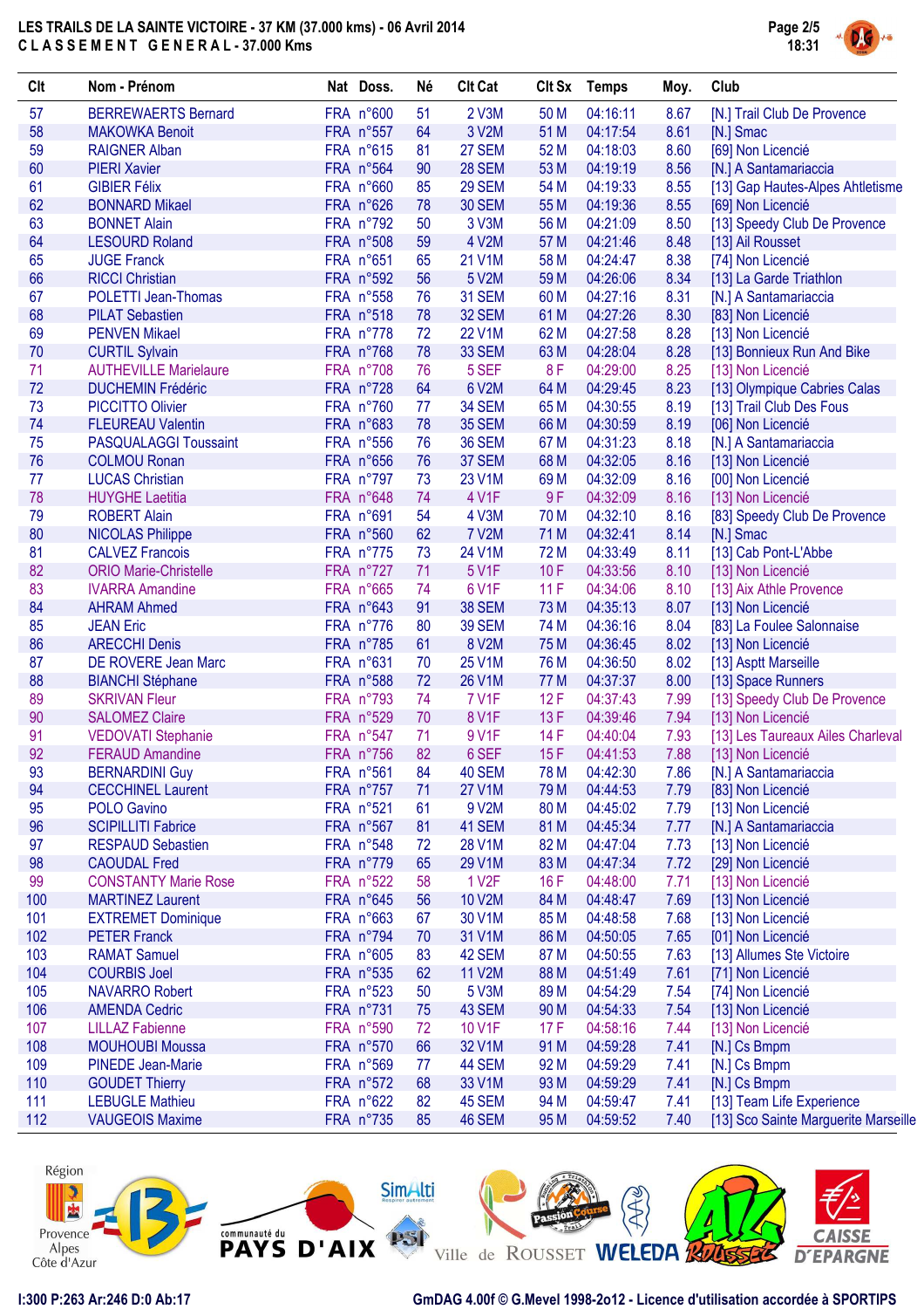# LES TRAILS DE LA SAINTE VICTOIRE - 37 KM (37.000 kms) - 06 Avril 2014

## C L A S S E M E N T   G E N E R A L - 37.000 Kms

| Clt | Nom - Prénom | Nat | Doss. | Né | Clt Cat | Clt Sx | Temps | Moy. | Club |
|---|---|---|---|---|---|---|---|---|---|
| 57 | BERREWAERTS Bernard | FRA | n°600 | 51 | 2 V3M | 50 M | 04:16:11 | 8.67 | [N.] Trail Club De Provence |
| 58 | MAKOWKA Benoit | FRA | n°557 | 64 | 3 V2M | 51 M | 04:17:54 | 8.61 | [N.] Smac |
| 59 | RAIGNER Alban | FRA | n°615 | 81 | 27 SEM | 52 M | 04:18:03 | 8.60 | [69] Non Licencié |
| 60 | PIERI Xavier | FRA | n°564 | 90 | 28 SEM | 53 M | 04:19:19 | 8.56 | [N.] A Santamariaccia |
| 61 | GIBIER Félix | FRA | n°660 | 85 | 29 SEM | 54 M | 04:19:33 | 8.55 | [13] Gap Hautes-Alpes Ahtletisme |
| 62 | BONNARD Mikael | FRA | n°626 | 78 | 30 SEM | 55 M | 04:19:36 | 8.55 | [69] Non Licencié |
| 63 | BONNET Alain | FRA | n°792 | 50 | 3 V3M | 56 M | 04:21:09 | 8.50 | [13] Speedy Club De Provence |
| 64 | LESOURD Roland | FRA | n°508 | 59 | 4 V2M | 57 M | 04:21:46 | 8.48 | [13] Ail Rousset |
| 65 | JUGE Franck | FRA | n°651 | 65 | 21 V1M | 58 M | 04:24:47 | 8.38 | [74] Non Licencié |
| 66 | RICCI Christian | FRA | n°592 | 56 | 5 V2M | 59 M | 04:26:06 | 8.34 | [13] La Garde Triathlon |
| 67 | POLETTI Jean-Thomas | FRA | n°558 | 76 | 31 SEM | 60 M | 04:27:16 | 8.31 | [N.] A Santamariaccia |
| 68 | PILAT Sebastien | FRA | n°518 | 78 | 32 SEM | 61 M | 04:27:26 | 8.30 | [83] Non Licencié |
| 69 | PENVEN Mikael | FRA | n°778 | 72 | 22 V1M | 62 M | 04:27:58 | 8.28 | [13] Non Licencié |
| 70 | CURTIL Sylvain | FRA | n°768 | 78 | 33 SEM | 63 M | 04:28:04 | 8.28 | [13] Bonnieux Run And Bike |
| 71 | AUTHEVILLE Marielaure | FRA | n°708 | 76 | 5 SEF | 8 F | 04:29:00 | 8.25 | [13] Non Licencié |
| 72 | DUCHEMIN Frédéric | FRA | n°728 | 64 | 6 V2M | 64 M | 04:29:45 | 8.23 | [13] Olympique Cabries Calas |
| 73 | PICCITTO Olivier | FRA | n°760 | 77 | 34 SEM | 65 M | 04:30:55 | 8.19 | [13] Trail Club Des Fous |
| 74 | FLEUREAU Valentin | FRA | n°683 | 78 | 35 SEM | 66 M | 04:30:59 | 8.19 | [06] Non Licencié |
| 75 | PASQUALAGGI Toussaint | FRA | n°556 | 76 | 36 SEM | 67 M | 04:31:23 | 8.18 | [N.] A Santamariaccia |
| 76 | COLMOU Ronan | FRA | n°656 | 76 | 37 SEM | 68 M | 04:32:05 | 8.16 | [13] Non Licencié |
| 77 | LUCAS Christian | FRA | n°797 | 73 | 23 V1M | 69 M | 04:32:09 | 8.16 | [00] Non Licencié |
| 78 | HUYGHE Laetitia | FRA | n°648 | 74 | 4 V1F | 9 F | 04:32:09 | 8.16 | [13] Non Licencié |
| 79 | ROBERT Alain | FRA | n°691 | 54 | 4 V3M | 70 M | 04:32:10 | 8.16 | [83] Speedy Club De Provence |
| 80 | NICOLAS Philippe | FRA | n°560 | 62 | 7 V2M | 71 M | 04:32:41 | 8.14 | [N.] Smac |
| 81 | CALVEZ Francois | FRA | n°775 | 73 | 24 V1M | 72 M | 04:33:49 | 8.11 | [13] Cab Pont-L'Abbe |
| 82 | ORIO Marie-Christelle | FRA | n°727 | 71 | 5 V1F | 10 F | 04:33:56 | 8.10 | [13] Non Licencié |
| 83 | IVARRA Amandine | FRA | n°665 | 74 | 6 V1F | 11 F | 04:34:06 | 8.10 | [13] Aix Athle Provence |
| 84 | AHRAM Ahmed | FRA | n°643 | 91 | 38 SEM | 73 M | 04:35:13 | 8.07 | [13] Non Licencié |
| 85 | JEAN Eric | FRA | n°776 | 80 | 39 SEM | 74 M | 04:36:16 | 8.04 | [83] La Foulee Salonnaise |
| 86 | ARECCHI Denis | FRA | n°785 | 61 | 8 V2M | 75 M | 04:36:45 | 8.02 | [13] Non Licencié |
| 87 | DE ROVERE Jean Marc | FRA | n°631 | 70 | 25 V1M | 76 M | 04:36:50 | 8.02 | [13] Asptt Marseille |
| 88 | BIANCHI Stéphane | FRA | n°588 | 72 | 26 V1M | 77 M | 04:37:37 | 8.00 | [13] Space Runners |
| 89 | SKRIVAN Fleur | FRA | n°793 | 74 | 7 V1F | 12 F | 04:37:43 | 7.99 | [13] Speedy Club De Provence |
| 90 | SALOMEZ Claire | FRA | n°529 | 70 | 8 V1F | 13 F | 04:39:46 | 7.94 | [13] Non Licencié |
| 91 | VEDOVATI Stephanie | FRA | n°547 | 71 | 9 V1F | 14 F | 04:40:04 | 7.93 | [13] Les Taureaux Ailes Charleval |
| 92 | FERAUD Amandine | FRA | n°756 | 82 | 6 SEF | 15 F | 04:41:53 | 7.88 | [13] Non Licencié |
| 93 | BERNARDINI Guy | FRA | n°561 | 84 | 40 SEM | 78 M | 04:42:30 | 7.86 | [N.] A Santamariaccia |
| 94 | CECCHINEL Laurent | FRA | n°757 | 71 | 27 V1M | 79 M | 04:44:53 | 7.79 | [83] Non Licencié |
| 95 | POLO Gavino | FRA | n°521 | 61 | 9 V2M | 80 M | 04:45:02 | 7.79 | [13] Non Licencié |
| 96 | SCIPILLITI Fabrice | FRA | n°567 | 81 | 41 SEM | 81 M | 04:45:34 | 7.77 | [N.] A Santamariaccia |
| 97 | RESPAUD Sebastien | FRA | n°548 | 72 | 28 V1M | 82 M | 04:47:04 | 7.73 | [13] Non Licencié |
| 98 | CAOUDAL Fred | FRA | n°779 | 65 | 29 V1M | 83 M | 04:47:34 | 7.72 | [29] Non Licencié |
| 99 | CONSTANTY Marie Rose | FRA | n°522 | 58 | 1 V2F | 16 F | 04:48:00 | 7.71 | [13] Non Licencié |
| 100 | MARTINEZ Laurent | FRA | n°645 | 56 | 10 V2M | 84 M | 04:48:47 | 7.69 | [13] Non Licencié |
| 101 | EXTREMET Dominique | FRA | n°663 | 67 | 30 V1M | 85 M | 04:48:58 | 7.68 | [13] Non Licencié |
| 102 | PETER Franck | FRA | n°794 | 70 | 31 V1M | 86 M | 04:50:05 | 7.65 | [01] Non Licencié |
| 103 | RAMAT Samuel | FRA | n°605 | 83 | 42 SEM | 87 M | 04:50:55 | 7.63 | [13] Allumes Ste Victoire |
| 104 | COURBIS Joel | FRA | n°535 | 62 | 11 V2M | 88 M | 04:51:49 | 7.61 | [71] Non Licencié |
| 105 | NAVARRO Robert | FRA | n°523 | 50 | 5 V3M | 89 M | 04:54:29 | 7.54 | [74] Non Licencié |
| 106 | AMENDA Cedric | FRA | n°731 | 75 | 43 SEM | 90 M | 04:54:33 | 7.54 | [13] Non Licencié |
| 107 | LILLAZ Fabienne | FRA | n°590 | 72 | 10 V1F | 17 F | 04:58:16 | 7.44 | [13] Non Licencié |
| 108 | MOUHOUBI Moussa | FRA | n°570 | 66 | 32 V1M | 91 M | 04:59:28 | 7.41 | [N.] Cs Bmpm |
| 109 | PINEDE Jean-Marie | FRA | n°569 | 77 | 44 SEM | 92 M | 04:59:29 | 7.41 | [N.] Cs Bmpm |
| 110 | GOUDET Thierry | FRA | n°572 | 68 | 33 V1M | 93 M | 04:59:29 | 7.41 | [N.] Cs Bmpm |
| 111 | LEBUGLE Mathieu | FRA | n°622 | 82 | 45 SEM | 94 M | 04:59:47 | 7.41 | [13] Team Life Experience |
| 112 | VAUGEOIS Maxime | FRA | n°735 | 85 | 46 SEM | 95 M | 04:59:52 | 7.40 | [13] Sco Sainte Marguerite Marseille |

I:300 P:263 Ar:246 D:0 Ab:17

GmDAG 4.00f © G.Mevel 1998-2o12 - Licence d'utilisation accordée à SPORTIPS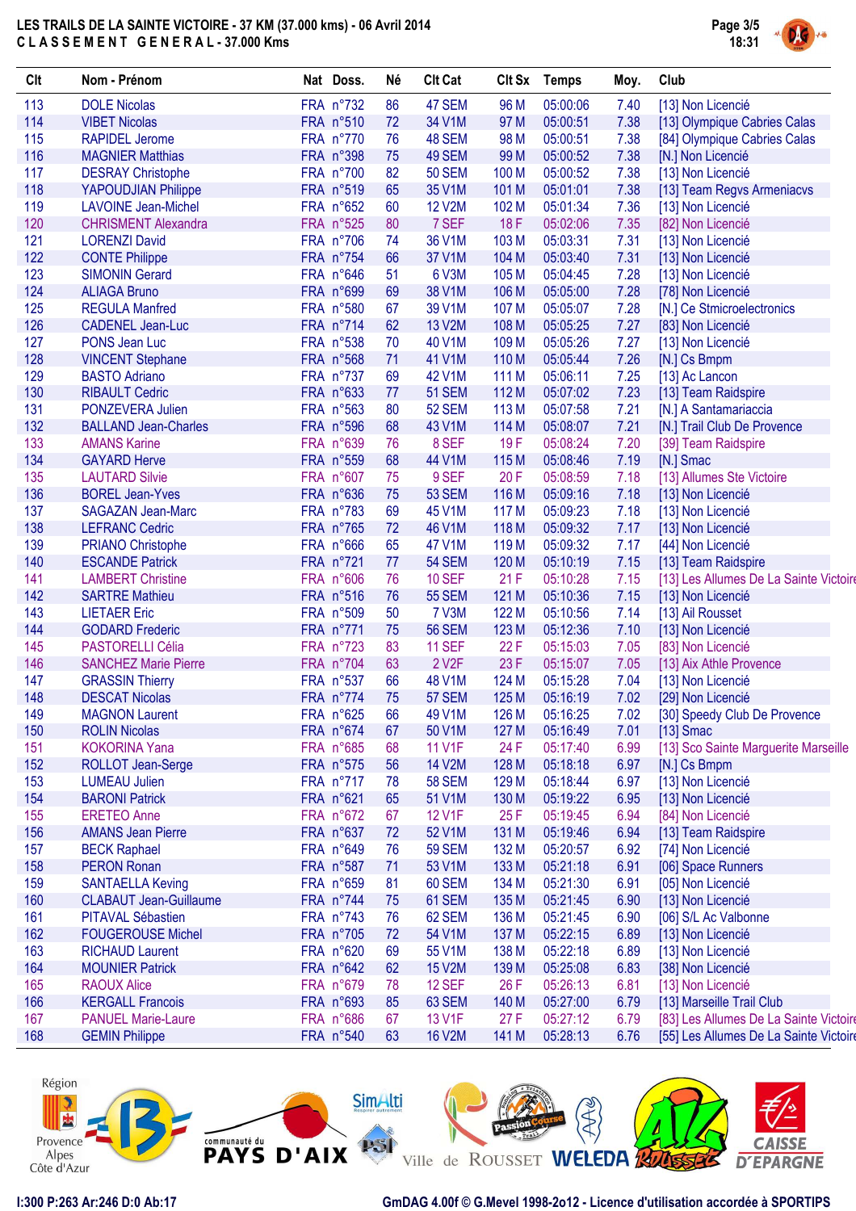# LES TRAILS DE LA SAINTE VICTOIRE - 37 KM (37.000 kms) - 06 Avril 2014

## CLASSEMENT GENERAL - 37.000 Kms

| Clt | Nom - Prénom | Nat | Doss. | Né | Clt Cat | Clt Sx | Temps | Moy. | Club |
|---|---|---|---|---|---|---|---|---|---|
| 113 | DOLE Nicolas | FRA | n°732 | 86 | 47 SEM | 96 M | 05:00:06 | 7.40 | [13] Non Licencié |
| 114 | VIBET Nicolas | FRA | n°510 | 72 | 34 V1M | 97 M | 05:00:51 | 7.38 | [13] Olympique Cabries Calas |
| 115 | RAPIDEL Jerome | FRA | n°770 | 76 | 48 SEM | 98 M | 05:00:51 | 7.38 | [84] Olympique Cabries Calas |
| 116 | MAGNIER Matthias | FRA | n°398 | 75 | 49 SEM | 99 M | 05:00:52 | 7.38 | [N.] Non Licencié |
| 117 | DESRAY Christophe | FRA | n°700 | 82 | 50 SEM | 100 M | 05:00:52 | 7.38 | [13] Non Licencié |
| 118 | YAPOUDJIAN Philippe | FRA | n°519 | 65 | 35 V1M | 101 M | 05:01:01 | 7.38 | [13] Team Regvs Armeniacvs |
| 119 | LAVOINE Jean-Michel | FRA | n°652 | 60 | 12 V2M | 102 M | 05:01:34 | 7.36 | [13] Non Licencié |
| 120 | CHRISMENT Alexandra | FRA | n°525 | 80 | 7 SEF | 18 F | 05:02:06 | 7.35 | [82] Non Licencié |
| 121 | LORENZI David | FRA | n°706 | 74 | 36 V1M | 103 M | 05:03:31 | 7.31 | [13] Non Licencié |
| 122 | CONTE Philippe | FRA | n°754 | 66 | 37 V1M | 104 M | 05:03:40 | 7.31 | [13] Non Licencié |
| 123 | SIMONIN Gerard | FRA | n°646 | 51 | 6 V3M | 105 M | 05:04:45 | 7.28 | [13] Non Licencié |
| 124 | ALIAGA Bruno | FRA | n°699 | 69 | 38 V1M | 106 M | 05:05:00 | 7.28 | [78] Non Licencié |
| 125 | REGULA Manfred | FRA | n°580 | 67 | 39 V1M | 107 M | 05:05:07 | 7.28 | [N.] Ce Stmicroelectronics |
| 126 | CADENEL Jean-Luc | FRA | n°714 | 62 | 13 V2M | 108 M | 05:05:25 | 7.27 | [83] Non Licencié |
| 127 | PONS Jean Luc | FRA | n°538 | 70 | 40 V1M | 109 M | 05:05:26 | 7.27 | [13] Non Licencié |
| 128 | VINCENT Stephane | FRA | n°568 | 71 | 41 V1M | 110 M | 05:05:44 | 7.26 | [N.] Cs Bmpm |
| 129 | BASTO Adriano | FRA | n°737 | 69 | 42 V1M | 111 M | 05:06:11 | 7.25 | [13] Ac Lancon |
| 130 | RIBAULT Cedric | FRA | n°633 | 77 | 51 SEM | 112 M | 05:07:02 | 7.23 | [13] Team Raidspire |
| 131 | PONZEVERA Julien | FRA | n°563 | 80 | 52 SEM | 113 M | 05:07:58 | 7.21 | [N.] A Santamariaccia |
| 132 | BALLAND Jean-Charles | FRA | n°596 | 68 | 43 V1M | 114 M | 05:08:07 | 7.21 | [N.] Trail Club De Provence |
| 133 | AMANS Karine | FRA | n°639 | 76 | 8 SEF | 19 F | 05:08:24 | 7.20 | [39] Team Raidspire |
| 134 | GAYARD Herve | FRA | n°559 | 68 | 44 V1M | 115 M | 05:08:46 | 7.19 | [N.] Smac |
| 135 | LAUTARD Silvie | FRA | n°607 | 75 | 9 SEF | 20 F | 05:08:59 | 7.18 | [13] Allumes Ste Victoire |
| 136 | BOREL Jean-Yves | FRA | n°636 | 75 | 53 SEM | 116 M | 05:09:16 | 7.18 | [13] Non Licencié |
| 137 | SAGAZAN Jean-Marc | FRA | n°783 | 69 | 45 V1M | 117 M | 05:09:23 | 7.18 | [13] Non Licencié |
| 138 | LEFRANC Cedric | FRA | n°765 | 72 | 46 V1M | 118 M | 05:09:32 | 7.17 | [13] Non Licencié |
| 139 | PRIANO Christophe | FRA | n°666 | 65 | 47 V1M | 119 M | 05:09:32 | 7.17 | [44] Non Licencié |
| 140 | ESCANDE Patrick | FRA | n°721 | 77 | 54 SEM | 120 M | 05:10:19 | 7.15 | [13] Team Raidspire |
| 141 | LAMBERT Christine | FRA | n°606 | 76 | 10 SEF | 21 F | 05:10:28 | 7.15 | [13] Les Allumes De La Sainte Victoire |
| 142 | SARTRE Mathieu | FRA | n°516 | 76 | 55 SEM | 121 M | 05:10:36 | 7.15 | [13] Non Licencié |
| 143 | LIETAER Eric | FRA | n°509 | 50 | 7 V3M | 122 M | 05:10:56 | 7.14 | [13] Ail Rousset |
| 144 | GODARD Frederic | FRA | n°771 | 75 | 56 SEM | 123 M | 05:12:36 | 7.10 | [13] Non Licencié |
| 145 | PASTORELLI Célia | FRA | n°723 | 83 | 11 SEF | 22 F | 05:15:03 | 7.05 | [83] Non Licencié |
| 146 | SANCHEZ Marie Pierre | FRA | n°704 | 63 | 2 V2F | 23 F | 05:15:07 | 7.05 | [13] Aix Athle Provence |
| 147 | GRASSIN Thierry | FRA | n°537 | 66 | 48 V1M | 124 M | 05:15:28 | 7.04 | [13] Non Licencié |
| 148 | DESCAT Nicolas | FRA | n°774 | 75 | 57 SEM | 125 M | 05:16:19 | 7.02 | [29] Non Licencié |
| 149 | MAGNON Laurent | FRA | n°625 | 66 | 49 V1M | 126 M | 05:16:25 | 7.02 | [30] Speedy Club De Provence |
| 150 | ROLIN Nicolas | FRA | n°674 | 67 | 50 V1M | 127 M | 05:16:49 | 7.01 | [13] Smac |
| 151 | KOKORINA Yana | FRA | n°685 | 68 | 11 V1F | 24 F | 05:17:40 | 6.99 | [13] Sco Sainte Marguerite Marseille |
| 152 | ROLLOT Jean-Serge | FRA | n°575 | 56 | 14 V2M | 128 M | 05:18:18 | 6.97 | [N.] Cs Bmpm |
| 153 | LUMEAU Julien | FRA | n°717 | 78 | 58 SEM | 129 M | 05:18:44 | 6.97 | [13] Non Licencié |
| 154 | BARONI Patrick | FRA | n°621 | 66 | 51 V1M | 130 M | 05:19:22 | 6.95 | [13] Non Licencié |
| 155 | ERETEO Anne | FRA | n°672 | 67 | 12 V1F | 25 F | 05:19:45 | 6.94 | [84] Non Licencié |
| 156 | AMANS Jean Pierre | FRA | n°637 | 72 | 52 V1M | 131 M | 05:19:46 | 6.94 | [13] Team Raidspire |
| 157 | BECK Raphael | FRA | n°649 | 76 | 59 SEM | 132 M | 05:20:57 | 6.92 | [74] Non Licencié |
| 158 | PERON Ronan | FRA | n°587 | 71 | 53 V1M | 133 M | 05:21:18 | 6.91 | [06] Space Runners |
| 159 | SANTAELLA Keving | FRA | n°659 | 81 | 60 SEM | 134 M | 05:21:30 | 6.91 | [05] Non Licencié |
| 160 | CLABAUT Jean-Guillaume | FRA | n°744 | 75 | 61 SEM | 135 M | 05:21:45 | 6.90 | [13] Non Licencié |
| 161 | PITAVAL Sébastien | FRA | n°743 | 76 | 62 SEM | 136 M | 05:21:45 | 6.90 | [06] S/L Ac Valbonne |
| 162 | FOUGEROUSE Michel | FRA | n°705 | 72 | 54 V1M | 137 M | 05:22:15 | 6.89 | [13] Non Licencié |
| 163 | RICHAUD Laurent | FRA | n°620 | 69 | 55 V1M | 138 M | 05:22:18 | 6.89 | [13] Non Licencié |
| 164 | MOUNIER Patrick | FRA | n°642 | 62 | 15 V2M | 139 M | 05:25:08 | 6.83 | [38] Non Licencié |
| 165 | RAOUX Alice | FRA | n°679 | 78 | 12 SEF | 26 F | 05:26:13 | 6.81 | [13] Non Licencié |
| 166 | KERGALL Francois | FRA | n°693 | 85 | 63 SEM | 140 M | 05:27:00 | 6.79 | [13] Marseille Trail Club |
| 167 | PANUEL Marie-Laure | FRA | n°686 | 67 | 13 V1F | 27 F | 05:27:12 | 6.79 | [83] Les Allumes De La Sainte Victoire |
| 168 | GEMIN Philippe | FRA | n°540 | 63 | 16 V2M | 141 M | 05:28:13 | 6.76 | [55] Les Allumes De La Sainte Victoire |

I:300 P:263 Ar:246 D:0 Ab:17

GmDAG 4.00f © G.Mevel 1998-2o12 - Licence d'utilisation accordée à SPORTIPS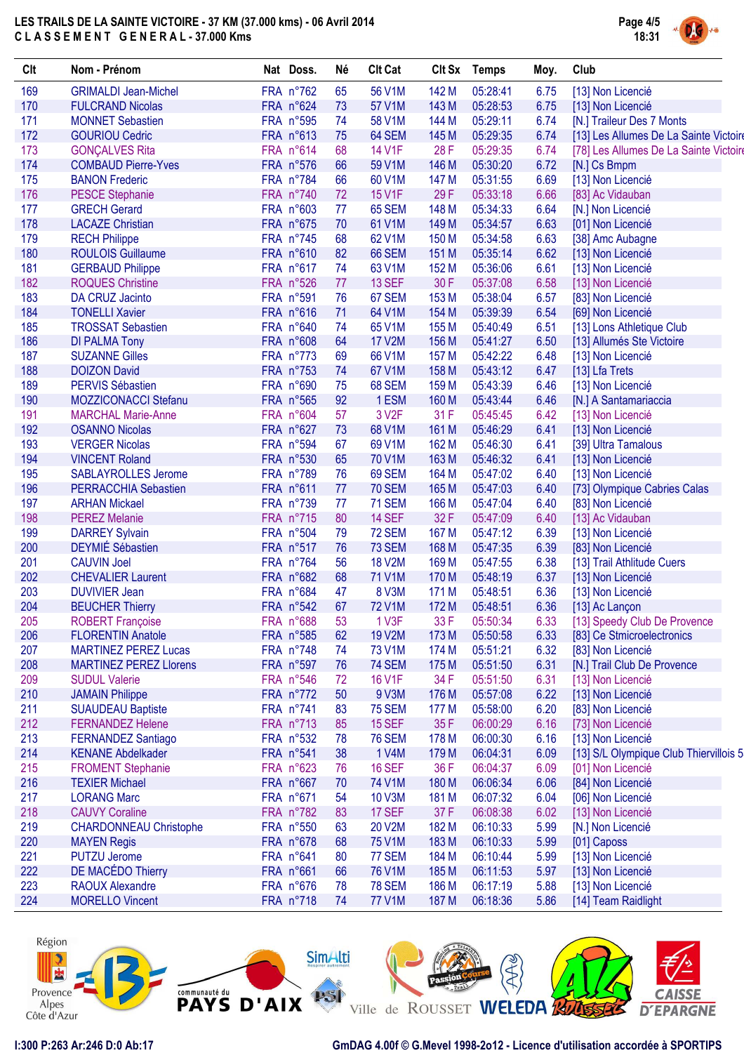# LES TRAILS DE LA SAINTE VICTOIRE - 37 KM (37.000 kms) - 06 Avril 2014

## C L A S S E M E N T   G E N E R A L - 37.000 Kms

| Clt | Nom - Prénom | Nat | Doss. | Né | Clt Cat | Clt Sx | Temps | Moy. | Club |
|---|---|---|---|---|---|---|---|---|---|
| 169 | GRIMALDI Jean-Michel | FRA | n°762 | 65 | 56 V1M | 142 M | 05:28:41 | 6.75 | [13] Non Licencié |
| 170 | FULCRAND Nicolas | FRA | n°624 | 73 | 57 V1M | 143 M | 05:28:53 | 6.75 | [13] Non Licencié |
| 171 | MONNET Sebastien | FRA | n°595 | 74 | 58 V1M | 144 M | 05:29:11 | 6.74 | [N.] Traileur Des 7 Monts |
| 172 | GOURIOU Cedric | FRA | n°613 | 75 | 64 SEM | 145 M | 05:29:35 | 6.74 | [13] Les Allumes De La Sainte Victoire |
| 173 | GONÇALVES Rita | FRA | n°614 | 68 | 14 V1F | 28 F | 05:29:35 | 6.74 | [78] Les Allumes De La Sainte Victoire |
| 174 | COMBAUD Pierre-Yves | FRA | n°576 | 66 | 59 V1M | 146 M | 05:30:20 | 6.72 | [N.] Cs Bmpm |
| 175 | BANON Frederic | FRA | n°784 | 66 | 60 V1M | 147 M | 05:31:55 | 6.69 | [13] Non Licencié |
| 176 | PESCE Stephanie | FRA | n°740 | 72 | 15 V1F | 29 F | 05:33:18 | 6.66 | [83] Ac Vidauban |
| 177 | GRECH Gerard | FRA | n°603 | 77 | 65 SEM | 148 M | 05:34:33 | 6.64 | [N.] Non Licencié |
| 178 | LACAZE Christian | FRA | n°675 | 70 | 61 V1M | 149 M | 05:34:57 | 6.63 | [01] Non Licencié |
| 179 | RECH Philippe | FRA | n°745 | 68 | 62 V1M | 150 M | 05:34:58 | 6.63 | [38] Amc Aubagne |
| 180 | ROULOIS Guillaume | FRA | n°610 | 82 | 66 SEM | 151 M | 05:35:14 | 6.62 | [13] Non Licencié |
| 181 | GERBAUD Philippe | FRA | n°617 | 74 | 63 V1M | 152 M | 05:36:06 | 6.61 | [13] Non Licencié |
| 182 | ROQUES Christine | FRA | n°526 | 77 | 13 SEF | 30 F | 05:37:08 | 6.58 | [13] Non Licencié |
| 183 | DA CRUZ Jacinto | FRA | n°591 | 76 | 67 SEM | 153 M | 05:38:04 | 6.57 | [83] Non Licencié |
| 184 | TONELLI Xavier | FRA | n°616 | 71 | 64 V1M | 154 M | 05:39:39 | 6.54 | [69] Non Licencié |
| 185 | TROSSAT Sebastien | FRA | n°640 | 74 | 65 V1M | 155 M | 05:40:49 | 6.51 | [13] Lons Athletique Club |
| 186 | DI PALMA Tony | FRA | n°608 | 64 | 17 V2M | 156 M | 05:41:27 | 6.50 | [13] Allumés Ste Victoire |
| 187 | SUZANNE Gilles | FRA | n°773 | 69 | 66 V1M | 157 M | 05:42:22 | 6.48 | [13] Non Licencié |
| 188 | DOIZON David | FRA | n°753 | 74 | 67 V1M | 158 M | 05:43:12 | 6.47 | [13] Lfa Trets |
| 189 | PERVIS Sébastien | FRA | n°690 | 75 | 68 SEM | 159 M | 05:43:39 | 6.46 | [13] Non Licencié |
| 190 | MOZZICONACCI Stefanu | FRA | n°565 | 92 | 1 ESM | 160 M | 05:43:44 | 6.46 | [N.] A Santamariaccia |
| 191 | MARCHAL Marie-Anne | FRA | n°604 | 57 | 3 V2F | 31 F | 05:45:45 | 6.42 | [13] Non Licencié |
| 192 | OSANNO Nicolas | FRA | n°627 | 73 | 68 V1M | 161 M | 05:46:29 | 6.41 | [13] Non Licencié |
| 193 | VERGER Nicolas | FRA | n°594 | 67 | 69 V1M | 162 M | 05:46:30 | 6.41 | [39] Ultra Tamalous |
| 194 | VINCENT Roland | FRA | n°530 | 65 | 70 V1M | 163 M | 05:46:32 | 6.41 | [13] Non Licencié |
| 195 | SABLAYROLLES Jerome | FRA | n°789 | 76 | 69 SEM | 164 M | 05:47:02 | 6.40 | [13] Non Licencié |
| 196 | PERRACCHIA Sebastien | FRA | n°611 | 77 | 70 SEM | 165 M | 05:47:03 | 6.40 | [73] Olympique Cabries Calas |
| 197 | ARHAN Mickael | FRA | n°739 | 77 | 71 SEM | 166 M | 05:47:04 | 6.40 | [83] Non Licencié |
| 198 | PEREZ Melanie | FRA | n°715 | 80 | 14 SEF | 32 F | 05:47:09 | 6.40 | [13] Ac Vidauban |
| 199 | DARREY Sylvain | FRA | n°504 | 79 | 72 SEM | 167 M | 05:47:12 | 6.39 | [13] Non Licencié |
| 200 | DEYMIÉ Sébastien | FRA | n°517 | 76 | 73 SEM | 168 M | 05:47:35 | 6.39 | [83] Non Licencié |
| 201 | CAUVIN Joel | FRA | n°764 | 56 | 18 V2M | 169 M | 05:47:55 | 6.38 | [13] Trail Athltude Cuers |
| 202 | CHEVALIER Laurent | FRA | n°682 | 68 | 71 V1M | 170 M | 05:48:19 | 6.37 | [13] Non Licencié |
| 203 | DUVIVIER Jean | FRA | n°684 | 47 | 8 V3M | 171 M | 05:48:51 | 6.36 | [13] Non Licencié |
| 204 | BEUCHER Thierry | FRA | n°542 | 67 | 72 V1M | 172 M | 05:48:51 | 6.36 | [13] Ac Lançon |
| 205 | ROBERT Françoise | FRA | n°688 | 53 | 1 V3F | 33 F | 05:50:34 | 6.33 | [13] Speedy Club De Provence |
| 206 | FLORENTIN Anatole | FRA | n°585 | 62 | 19 V2M | 173 M | 05:50:58 | 6.33 | [83] Ce Stmicroelectronics |
| 207 | MARTINEZ PEREZ Lucas | FRA | n°748 | 74 | 73 V1M | 174 M | 05:51:21 | 6.32 | [83] Non Licencié |
| 208 | MARTINEZ PEREZ Llorens | FRA | n°597 | 76 | 74 SEM | 175 M | 05:51:50 | 6.31 | [N.] Trail Club De Provence |
| 209 | SUDUL Valerie | FRA | n°546 | 72 | 16 V1F | 34 F | 05:51:50 | 6.31 | [13] Non Licencié |
| 210 | JAMAIN Philippe | FRA | n°772 | 50 | 9 V3M | 176 M | 05:57:08 | 6.22 | [13] Non Licencié |
| 211 | SUAUDEAU Baptiste | FRA | n°741 | 83 | 75 SEM | 177 M | 05:58:00 | 6.20 | [83] Non Licencié |
| 212 | FERNANDEZ Helene | FRA | n°713 | 85 | 15 SEF | 35 F | 06:00:29 | 6.16 | [73] Non Licencié |
| 213 | FERNANDEZ Santiago | FRA | n°532 | 78 | 76 SEM | 178 M | 06:00:30 | 6.16 | [13] Non Licencié |
| 214 | KENANE Abdelkader | FRA | n°541 | 38 | 1 V4M | 179 M | 06:04:31 | 6.09 | [13] S/L Olympique Club Thiervillois 5 |
| 215 | FROMENT Stephanie | FRA | n°623 | 76 | 16 SEF | 36 F | 06:04:37 | 6.09 | [01] Non Licencié |
| 216 | TEXIER Michael | FRA | n°667 | 70 | 74 V1M | 180 M | 06:06:34 | 6.06 | [84] Non Licencié |
| 217 | LORANG Marc | FRA | n°671 | 54 | 10 V3M | 181 M | 06:07:32 | 6.04 | [06] Non Licencié |
| 218 | CAUVY Coraline | FRA | n°782 | 83 | 17 SEF | 37 F | 06:08:38 | 6.02 | [13] Non Licencié |
| 219 | CHARDONNEAU Christophe | FRA | n°550 | 63 | 20 V2M | 182 M | 06:10:33 | 5.99 | [N.] Non Licencié |
| 220 | MAYEN Regis | FRA | n°678 | 68 | 75 V1M | 183 M | 06:10:33 | 5.99 | [01] Caposs |
| 221 | PUTZU Jerome | FRA | n°641 | 80 | 77 SEM | 184 M | 06:10:44 | 5.99 | [13] Non Licencié |
| 222 | DE MACÉDO Thierry | FRA | n°661 | 66 | 76 V1M | 185 M | 06:11:53 | 5.97 | [13] Non Licencié |
| 223 | RAOUX Alexandre | FRA | n°676 | 78 | 78 SEM | 186 M | 06:17:19 | 5.88 | [13] Non Licencié |
| 224 | MORELLO Vincent | FRA | n°718 | 74 | 77 V1M | 187 M | 06:18:36 | 5.86 | [14] Team Raidlight |

I:300 P:263 Ar:246 D:0 Ab:17

GmDAG 4.00f © G.Mevel 1998-2o12 - Licence d'utilisation accordée à SPORTIPS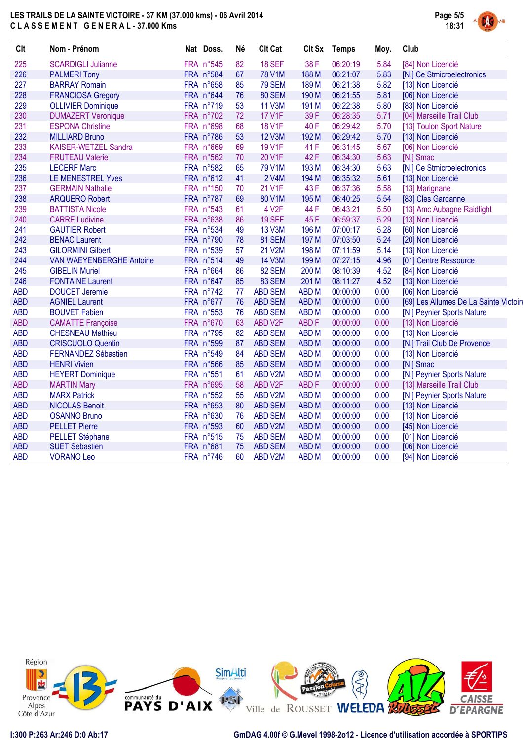LES TRAILS DE LA SAINTE VICTOIRE - 37 KM (37.000 kms) - 06 Avril 2014

C L A S S E M E N T   G E N E R A L - 37.000 Kms

| Clt | Nom - Prénom | Nat | Doss. | Né | Clt Cat | Clt Sx | Temps | Moy. | Club |
|---|---|---|---|---|---|---|---|---|---|
| 225 | SCARDIGLI Julianne | FRA | n°545 | 82 | 18 SEF | 38 F | 06:20:19 | 5.84 | [84] Non Licencié |
| 226 | PALMERI Tony | FRA | n°584 | 67 | 78 V1M | 188 M | 06:21:07 | 5.83 | [N.] Ce Stmicroelectronics |
| 227 | BARRAY Romain | FRA | n°658 | 85 | 79 SEM | 189 M | 06:21:38 | 5.82 | [13] Non Licencié |
| 228 | FRANCIOSA Gregory | FRA | n°644 | 76 | 80 SEM | 190 M | 06:21:55 | 5.81 | [06] Non Licencié |
| 229 | OLLIVIER Dominique | FRA | n°719 | 53 | 11 V3M | 191 M | 06:22:38 | 5.80 | [83] Non Licencié |
| 230 | DUMAZERT Veronique | FRA | n°702 | 72 | 17 V1F | 39 F | 06:28:35 | 5.71 | [04] Marseille Trail Club |
| 231 | ESPONA Christine | FRA | n°698 | 68 | 18 V1F | 40 F | 06:29:42 | 5.70 | [13] Toulon Sport Nature |
| 232 | MILLIARD Bruno | FRA | n°786 | 53 | 12 V3M | 192 M | 06:29:42 | 5.70 | [13] Non Licencié |
| 233 | KAISER-WETZEL Sandra | FRA | n°669 | 69 | 19 V1F | 41 F | 06:31:45 | 5.67 | [06] Non Licencié |
| 234 | FRUTEAU Valerie | FRA | n°562 | 70 | 20 V1F | 42 F | 06:34:30 | 5.63 | [N.] Smac |
| 235 | LECERF Marc | FRA | n°582 | 65 | 79 V1M | 193 M | 06:34:30 | 5.63 | [N.] Ce Stmicroelectronics |
| 236 | LE MENESTREL Yves | FRA | n°612 | 41 | 2 V4M | 194 M | 06:35:32 | 5.61 | [13] Non Licencié |
| 237 | GERMAIN Nathalie | FRA | n°150 | 70 | 21 V1F | 43 F | 06:37:36 | 5.58 | [13] Marignane |
| 238 | ARQUERO Robert | FRA | n°787 | 69 | 80 V1M | 195 M | 06:40:25 | 5.54 | [83] Cles Gardanne |
| 239 | BATTISTA Nicole | FRA | n°543 | 61 | 4 V2F | 44 F | 06:43:21 | 5.50 | [13] Amc Aubagne Raidlight |
| 240 | CARRE Ludivine | FRA | n°638 | 86 | 19 SEF | 45 F | 06:59:37 | 5.29 | [13] Non Licencié |
| 241 | GAUTIER Robert | FRA | n°534 | 49 | 13 V3M | 196 M | 07:00:17 | 5.28 | [60] Non Licencié |
| 242 | BENAC Laurent | FRA | n°790 | 78 | 81 SEM | 197 M | 07:03:50 | 5.24 | [20] Non Licencié |
| 243 | GILORMINI Gilbert | FRA | n°539 | 57 | 21 V2M | 198 M | 07:11:59 | 5.14 | [13] Non Licencié |
| 244 | VAN WAEYENBERGHE Antoine | FRA | n°514 | 49 | 14 V3M | 199 M | 07:27:15 | 4.96 | [01] Centre Ressource |
| 245 | GIBELIN Muriel | FRA | n°664 | 86 | 82 SEM | 200 M | 08:10:39 | 4.52 | [84] Non Licencié |
| 246 | FONTAINE Laurent | FRA | n°647 | 85 | 83 SEM | 201 M | 08:11:27 | 4.52 | [13] Non Licencié |
| ABD | DOUCET Jeremie | FRA | n°742 | 77 | ABD SEM | ABD M | 00:00:00 | 0.00 | [06] Non Licencié |
| ABD | AGNIEL Laurent | FRA | n°677 | 76 | ABD SEM | ABD M | 00:00:00 | 0.00 | [69] Les Allumes De La Sainte Victoire |
| ABD | BOUVET Fabien | FRA | n°553 | 76 | ABD SEM | ABD M | 00:00:00 | 0.00 | [N.] Peynier Sports Nature |
| ABD | CAMATTE Françoise | FRA | n°670 | 63 | ABD V2F | ABD F | 00:00:00 | 0.00 | [13] Non Licencié |
| ABD | CHESNEAU Mathieu | FRA | n°795 | 82 | ABD SEM | ABD M | 00:00:00 | 0.00 | [13] Non Licencié |
| ABD | CRISCUOLO Quentin | FRA | n°599 | 87 | ABD SEM | ABD M | 00:00:00 | 0.00 | [N.] Trail Club De Provence |
| ABD | FERNANDEZ Sébastien | FRA | n°549 | 84 | ABD SEM | ABD M | 00:00:00 | 0.00 | [13] Non Licencié |
| ABD | HENRI Vivien | FRA | n°566 | 85 | ABD SEM | ABD M | 00:00:00 | 0.00 | [N.] Smac |
| ABD | HEYERT Dominique | FRA | n°551 | 61 | ABD V2M | ABD M | 00:00:00 | 0.00 | [N.] Peynier Sports Nature |
| ABD | MARTIN Mary | FRA | n°695 | 58 | ABD V2F | ABD F | 00:00:00 | 0.00 | [13] Marseille Trail Club |
| ABD | MARX Patrick | FRA | n°552 | 55 | ABD V2M | ABD M | 00:00:00 | 0.00 | [N.] Peynier Sports Nature |
| ABD | NICOLAS Benoit | FRA | n°653 | 80 | ABD SEM | ABD M | 00:00:00 | 0.00 | [13] Non Licencié |
| ABD | OSANNO Bruno | FRA | n°630 | 76 | ABD SEM | ABD M | 00:00:00 | 0.00 | [13] Non Licencié |
| ABD | PELLET Pierre | FRA | n°593 | 60 | ABD V2M | ABD M | 00:00:00 | 0.00 | [45] Non Licencié |
| ABD | PELLET Stéphane | FRA | n°515 | 75 | ABD SEM | ABD M | 00:00:00 | 0.00 | [01] Non Licencié |
| ABD | SUET Sebastien | FRA | n°681 | 75 | ABD SEM | ABD M | 00:00:00 | 0.00 | [06] Non Licencié |
| ABD | VORANO Leo | FRA | n°746 | 60 | ABD V2M | ABD M | 00:00:00 | 0.00 | [94] Non Licencié |

I:300 P:263 Ar:246 D:0 Ab:17

GmDAG 4.00f © G.Mevel 1998-2o12 - Licence d'utilisation accordée à SPORTIPS